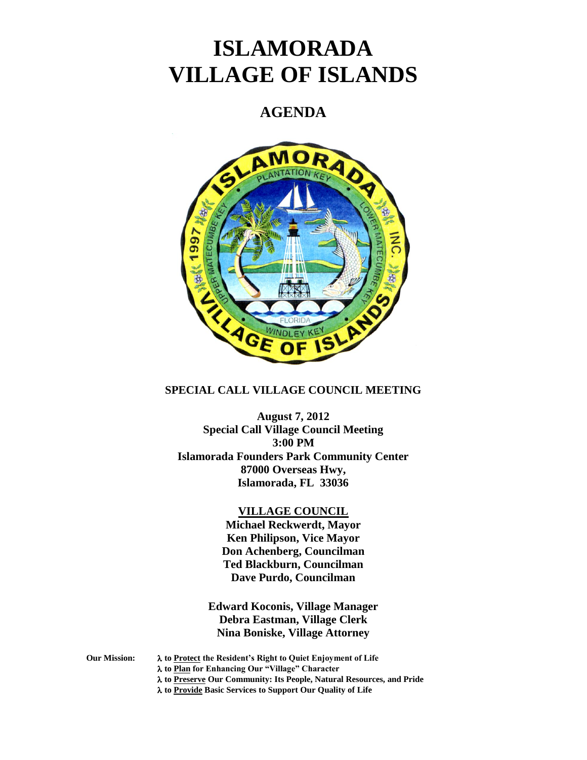# ISLAMORADA VILLAGE OF ISLANDS

## AGENDA

**SPECIAL CALL VILLAGE COUNCIL MEETING**

**August 7, 2012**
**Special Call Village Council Meeting**
**3:00 PM**
**Islamorada Founders Park Community Center**
**87000 Overseas Hwy,**
**Islamorada, FL 33036**

**VILLAGE COUNCIL**
**Michael Reckwerdt, Mayor**
**Ken Philipson, Vice Mayor**
**Don Achenberg, Councilman**
**Ted Blackburn, Councilman**
**Dave Purdo, Councilman**

**Edward Koconis, Village Manager**
**Debra Eastman, Village Clerk**
**Nina Boniske, Village Attorney**

**Our Mission:**
- λ **to Protect the Resident's Right to Quiet Enjoyment of Life**
- λ **to Plan for Enhancing Our "Village" Character**
- λ **to Preserve Our Community: Its People, Natural Resources, and Pride**
- λ **to Provide Basic Services to Support Our Quality of Life**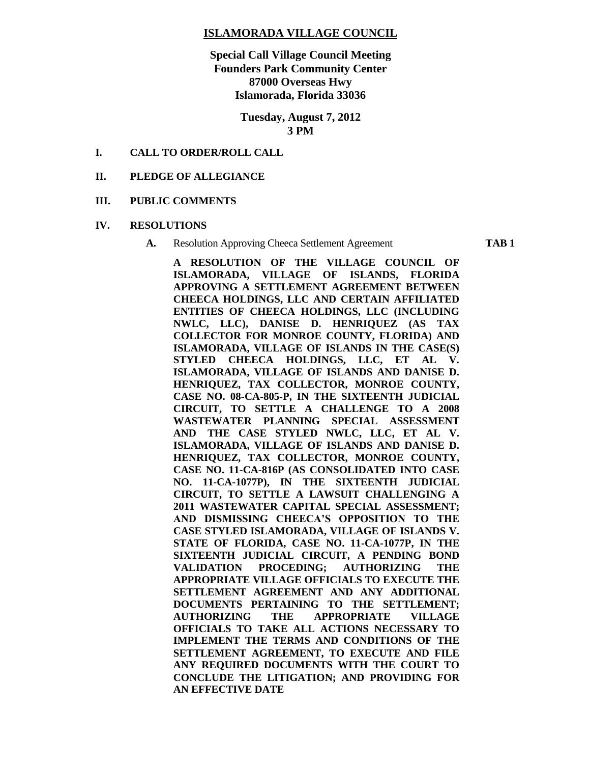# ISLAMORADA VILLAGE COUNCIL

**Special Call Village Council Meeting**
**Founders Park Community Center**
**87000 Overseas Hwy**
**Islamorada, Florida 33036**

**Tuesday, August 7, 2012**
**3 PM**

**I. CALL TO ORDER/ROLL CALL**

**II. PLEDGE OF ALLEGIANCE**

**III. PUBLIC COMMENTS**

**IV. RESOLUTIONS**

**A.** Resolution Approving Cheeca Settlement Agreement **TAB 1**

**A RESOLUTION OF THE VILLAGE COUNCIL OF ISLAMORADA, VILLAGE OF ISLANDS, FLORIDA APPROVING A SETTLEMENT AGREEMENT BETWEEN CHEECA HOLDINGS, LLC AND CERTAIN AFFILIATED ENTITIES OF CHEECA HOLDINGS, LLC (INCLUDING NWLC, LLC), DANISE D. HENRIQUEZ (AS TAX COLLECTOR FOR MONROE COUNTY, FLORIDA) AND ISLAMORADA, VILLAGE OF ISLANDS IN THE CASE(S) STYLED CHEECA HOLDINGS, LLC, ET AL V. ISLAMORADA, VILLAGE OF ISLANDS AND DANISE D. HENRIQUEZ, TAX COLLECTOR, MONROE COUNTY, CASE NO. 08-CA-805-P, IN THE SIXTEENTH JUDICIAL CIRCUIT, TO SETTLE A CHALLENGE TO A 2008 WASTEWATER PLANNING SPECIAL ASSESSMENT AND THE CASE STYLED NWLC, LLC, ET AL V. ISLAMORADA, VILLAGE OF ISLANDS AND DANISE D. HENRIQUEZ, TAX COLLECTOR, MONROE COUNTY, CASE NO. 11-CA-816P (AS CONSOLIDATED INTO CASE NO. 11-CA-1077P), IN THE SIXTEENTH JUDICIAL CIRCUIT, TO SETTLE A LAWSUIT CHALLENGING A 2011 WASTEWATER CAPITAL SPECIAL ASSESSMENT; AND DISMISSING CHEECA'S OPPOSITION TO THE CASE STYLED ISLAMORADA, VILLAGE OF ISLANDS V. STATE OF FLORIDA, CASE NO. 11-CA-1077P, IN THE SIXTEENTH JUDICIAL CIRCUIT, A PENDING BOND VALIDATION PROCEDING; AUTHORIZING THE APPROPRIATE VILLAGE OFFICIALS TO EXECUTE THE SETTLEMENT AGREEMENT AND ANY ADDITIONAL DOCUMENTS PERTAINING TO THE SETTLEMENT; AUTHORIZING THE APPROPRIATE VILLAGE OFFICIALS TO TAKE ALL ACTIONS NECESSARY TO IMPLEMENT THE TERMS AND CONDITIONS OF THE SETTLEMENT AGREEMENT, TO EXECUTE AND FILE ANY REQUIRED DOCUMENTS WITH THE COURT TO CONCLUDE THE LITIGATION; AND PROVIDING FOR AN EFFECTIVE DATE**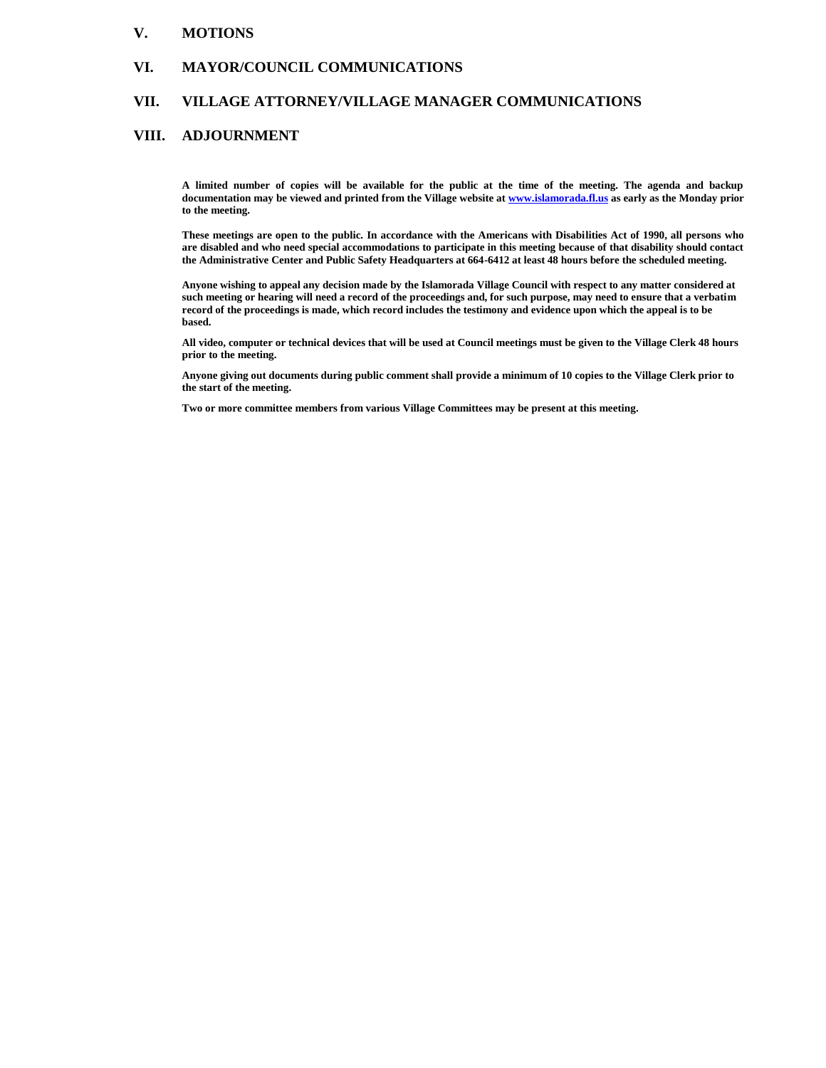## V. MOTIONS

## VI. MAYOR/COUNCIL COMMUNICATIONS

## VII. VILLAGE ATTORNEY/VILLAGE MANAGER COMMUNICATIONS

## VIII. ADJOURNMENT

**A limited number of copies will be available for the public at the time of the meeting. The agenda and backup documentation may be viewed and printed from the Village website at [www.islamorada.fl.us](http://www.islamorada.fl.us) as early as the Monday prior to the meeting.**

**These meetings are open to the public. In accordance with the Americans with Disabilities Act of 1990, all persons who are disabled and who need special accommodations to participate in this meeting because of that disability should contact the Administrative Center and Public Safety Headquarters at 664-6412 at least 48 hours before the scheduled meeting.**

**Anyone wishing to appeal any decision made by the Islamorada Village Council with respect to any matter considered at such meeting or hearing will need a record of the proceedings and, for such purpose, may need to ensure that a verbatim record of the proceedings is made, which record includes the testimony and evidence upon which the appeal is to be based.**

**All video, computer or technical devices that will be used at Council meetings must be given to the Village Clerk 48 hours prior to the meeting.**

**Anyone giving out documents during public comment shall provide a minimum of 10 copies to the Village Clerk prior to the start of the meeting.**

**Two or more committee members from various Village Committees may be present at this meeting.**